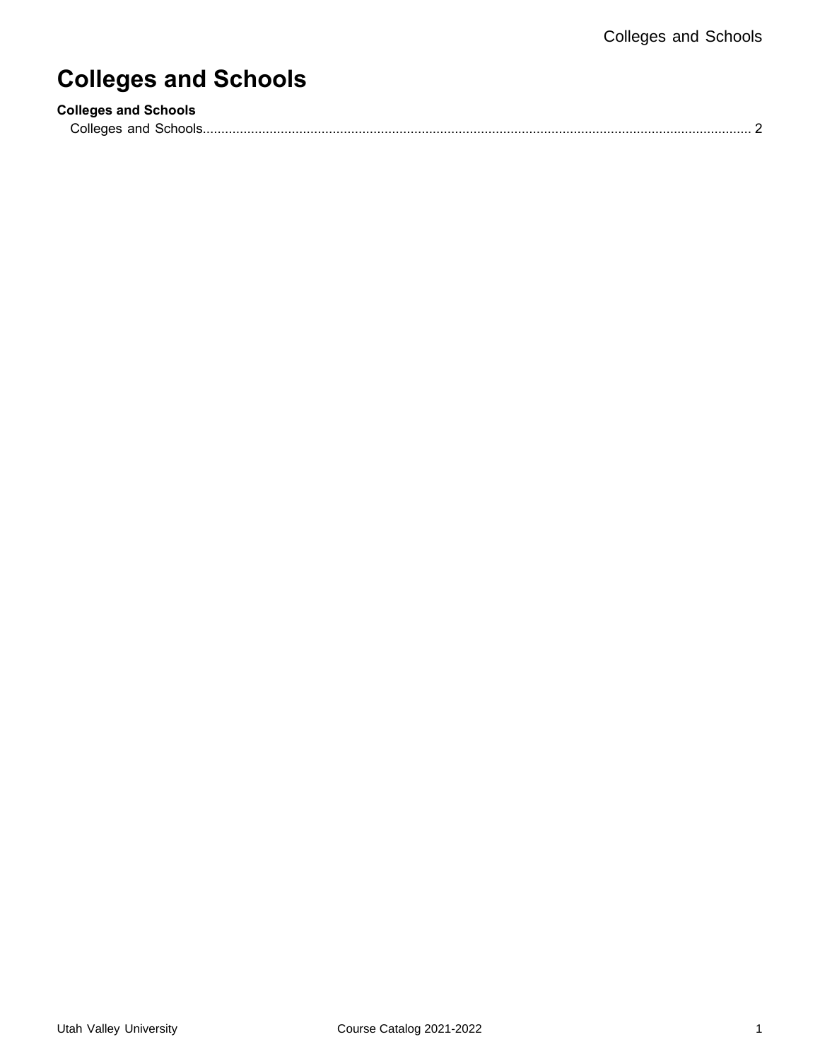# Colleges and Schools

**Colleges and Schools**

Colleges and Schools................................................................................................................................................ 2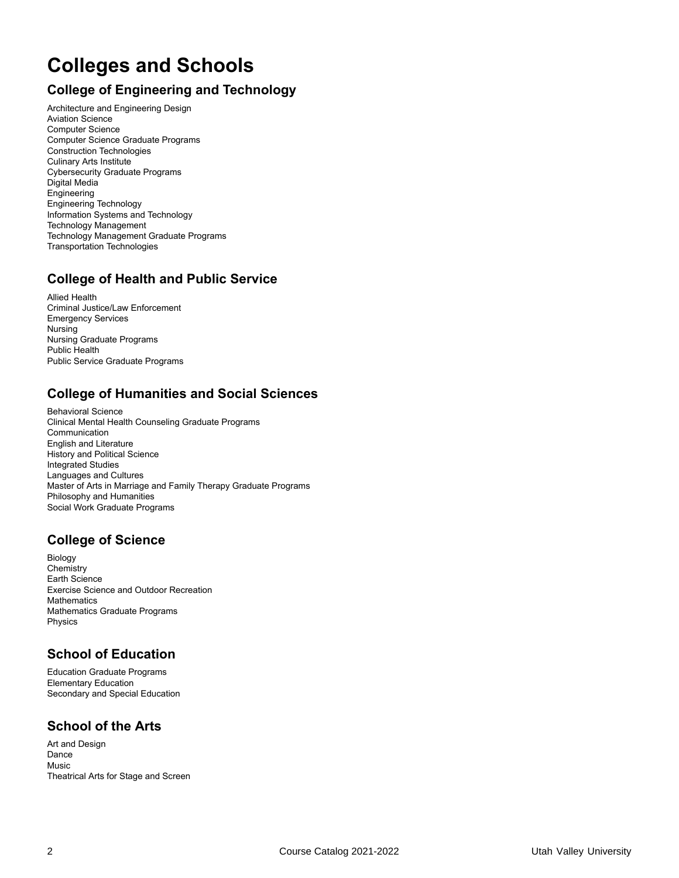# Colleges and Schools

## College of Engineering and Technology

Architecture and Engineering Design
Aviation Science
Computer Science
Computer Science Graduate Programs
Construction Technologies
Culinary Arts Institute
Cybersecurity Graduate Programs
Digital Media
Engineering
Engineering Technology
Information Systems and Technology
Technology Management
Technology Management Graduate Programs
Transportation Technologies

## College of Health and Public Service

Allied Health
Criminal Justice/Law Enforcement
Emergency Services
Nursing
Nursing Graduate Programs
Public Health
Public Service Graduate Programs

## College of Humanities and Social Sciences

Behavioral Science
Clinical Mental Health Counseling Graduate Programs
Communication
English and Literature
History and Political Science
Integrated Studies
Languages and Cultures
Master of Arts in Marriage and Family Therapy Graduate Programs
Philosophy and Humanities
Social Work Graduate Programs

## College of Science

Biology
Chemistry
Earth Science
Exercise Science and Outdoor Recreation
Mathematics
Mathematics Graduate Programs
Physics

## School of Education

Education Graduate Programs
Elementary Education
Secondary and Special Education

## School of the Arts

Art and Design
Dance
Music
Theatrical Arts for Stage and Screen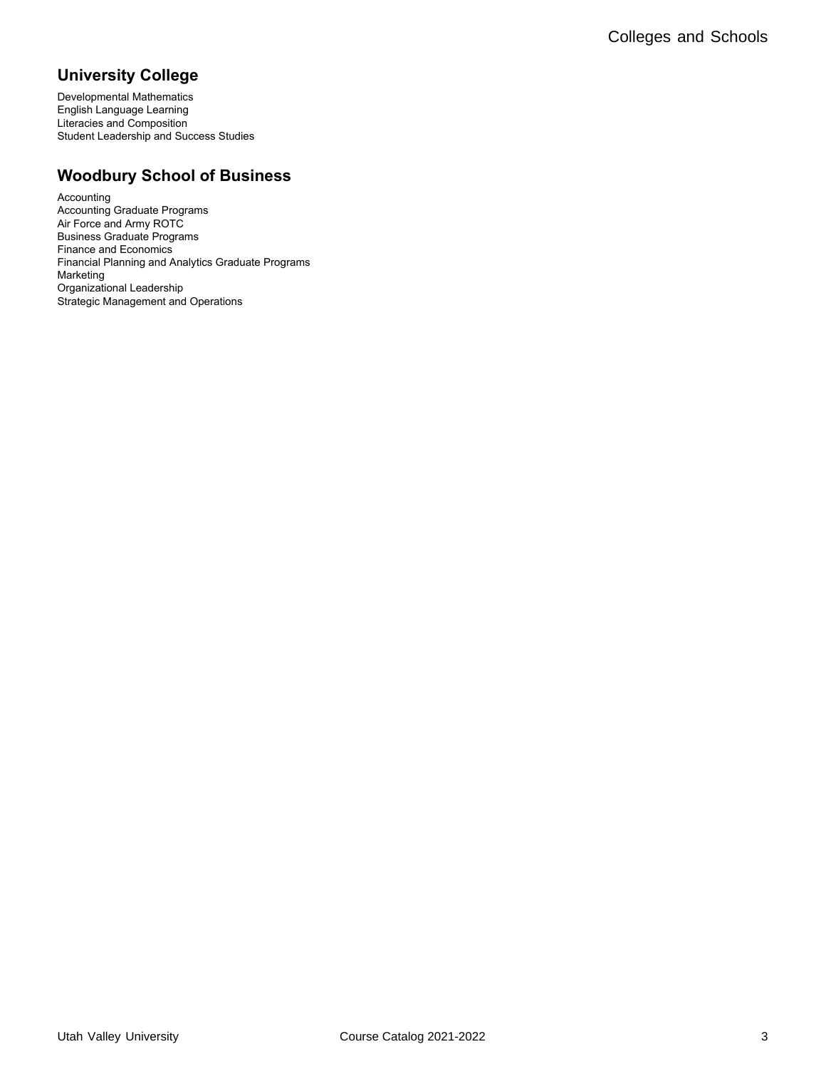## University College

Developmental Mathematics
English Language Learning
Literacies and Composition
Student Leadership and Success Studies

## Woodbury School of Business

Accounting
Accounting Graduate Programs
Air Force and Army ROTC
Business Graduate Programs
Finance and Economics
Financial Planning and Analytics Graduate Programs
Marketing
Organizational Leadership
Strategic Management and Operations